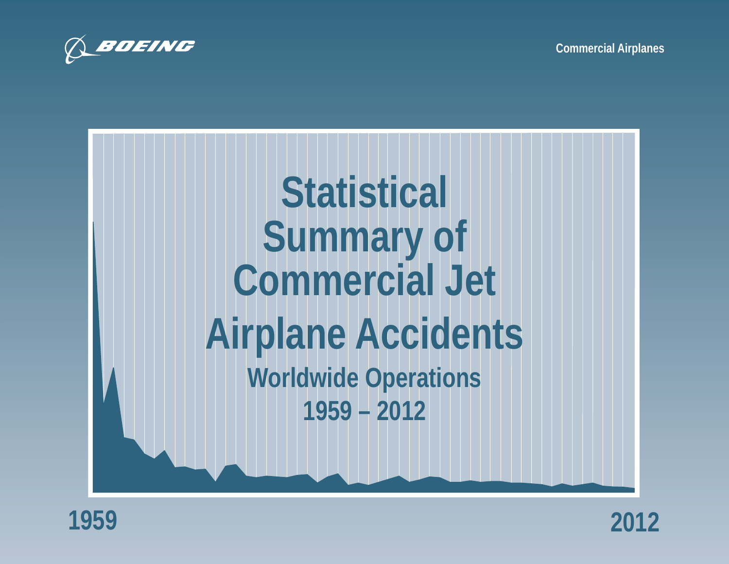BOEING

Commercial Airplanes

# Statistical Summary of Commercial Jet Airplane Accidents

## Worldwide Operations

## 1959 – 2012

1959

2012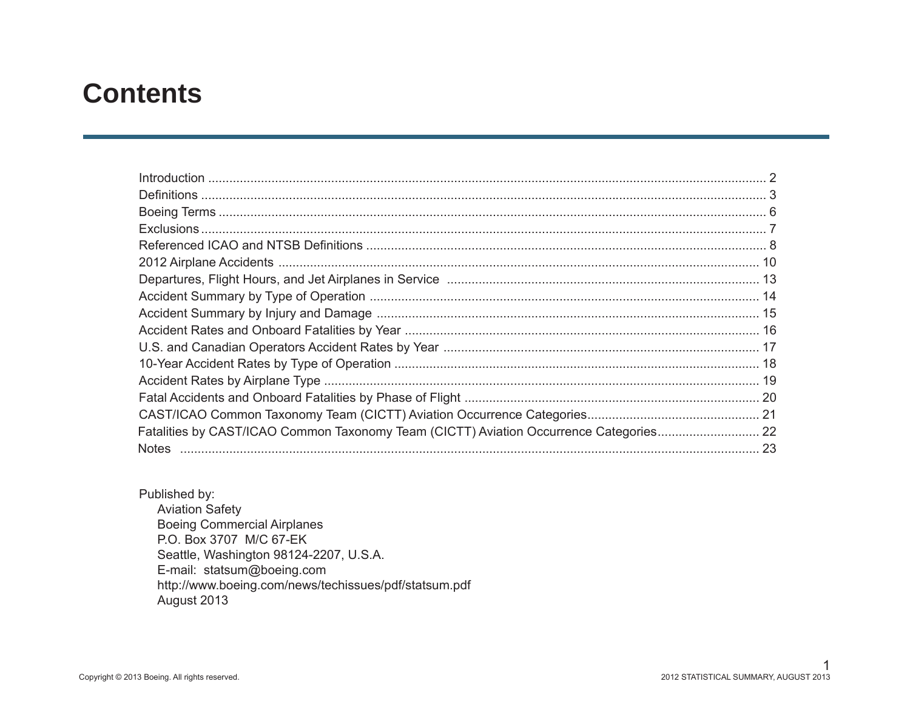# Contents

| | |
|---|---|
| Introduction | 2 |
| Definitions | 3 |
| Boeing Terms | 6 |
| Exclusions | 7 |
| Referenced ICAO and NTSB Definitions | 8 |
| 2012 Airplane Accidents | 10 |
| Departures, Flight Hours, and Jet Airplanes in Service | 13 |
| Accident Summary by Type of Operation | 14 |
| Accident Summary by Injury and Damage | 15 |
| Accident Rates and Onboard Fatalities by Year | 16 |
| U.S. and Canadian Operators Accident Rates by Year | 17 |
| 10-Year Accident Rates by Type of Operation | 18 |
| Accident Rates by Airplane Type | 19 |
| Fatal Accidents and Onboard Fatalities by Phase of Flight | 20 |
| CAST/ICAO Common Taxonomy Team (CICTT) Aviation Occurrence Categories | 21 |
| Fatalities by CAST/ICAO Common Taxonomy Team (CICTT) Aviation Occurrence Categories | 22 |
| Notes | 23 |

Published by:
Aviation Safety
Boeing Commercial Airplanes
P.O. Box 3707 M/C 67-EK
Seattle, Washington 98124-2207, U.S.A.
E-mail: statsum@boeing.com
http://www.boeing.com/news/techissues/pdf/statsum.pdf
August 2013

Copyright © 2013 Boeing. All rights reserved.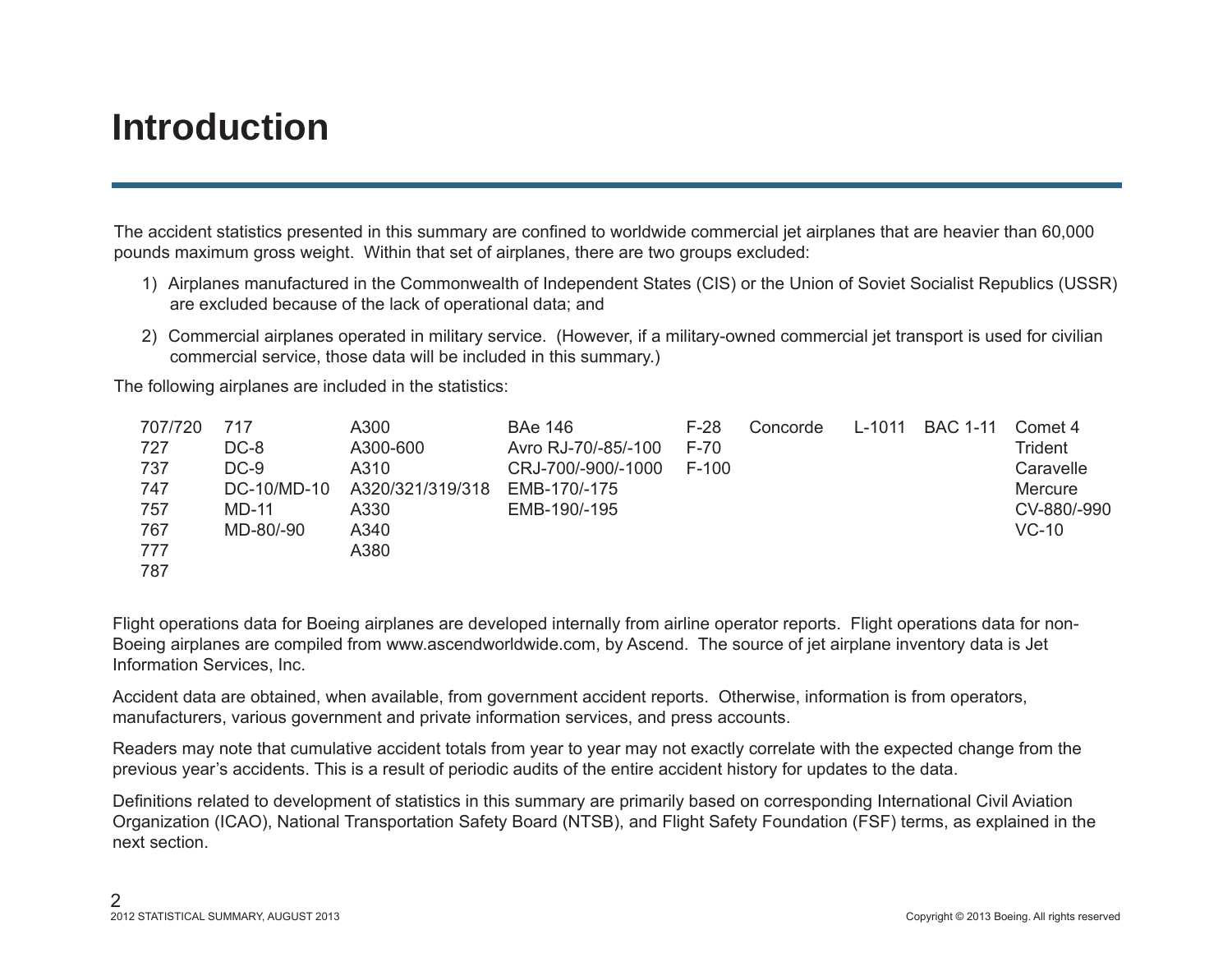# Introduction

The accident statistics presented in this summary are confined to worldwide commercial jet airplanes that are heavier than 60,000 pounds maximum gross weight. Within that set of airplanes, there are two groups excluded:

1) Airplanes manufactured in the Commonwealth of Independent States (CIS) or the Union of Soviet Socialist Republics (USSR) are excluded because of the lack of operational data; and

2) Commercial airplanes operated in military service. (However, if a military-owned commercial jet transport is used for civilian commercial service, those data will be included in this summary.)

The following airplanes are included in the statistics:

| | | | | | | | | |
|---|---|---|---|---|---|---|---|---|
| 707/720 | 717 | A300 | BAe 146 | F-28 | Concorde | L-1011 | BAC 1-11 | Comet 4 |
| 727 | DC-8 | A300-600 | Avro RJ-70/-85/-100 | F-70 | | | | Trident |
| 737 | DC-9 | A310 | CRJ-700/-900/-1000 | F-100 | | | | Caravelle |
| 747 | DC-10/MD-10 | A320/321/319/318 | EMB-170/-175 | | | | | Mercure |
| 757 | MD-11 | A330 | EMB-190/-195 | | | | | CV-880/-990 |
| 767 | MD-80/-90 | A340 | | | | | | VC-10 |
| 777 | | A380 | | | | | | |
| 787 | | | | | | | | |

Flight operations data for Boeing airplanes are developed internally from airline operator reports. Flight operations data for non-Boeing airplanes are compiled from www.ascendworldwide.com, by Ascend. The source of jet airplane inventory data is Jet Information Services, Inc.

Accident data are obtained, when available, from government accident reports. Otherwise, information is from operators, manufacturers, various government and private information services, and press accounts.

Readers may note that cumulative accident totals from year to year may not exactly correlate with the expected change from the previous year's accidents. This is a result of periodic audits of the entire accident history for updates to the data.

Definitions related to development of statistics in this summary are primarily based on corresponding International Civil Aviation Organization (ICAO), National Transportation Safety Board (NTSB), and Flight Safety Foundation (FSF) terms, as explained in the next section.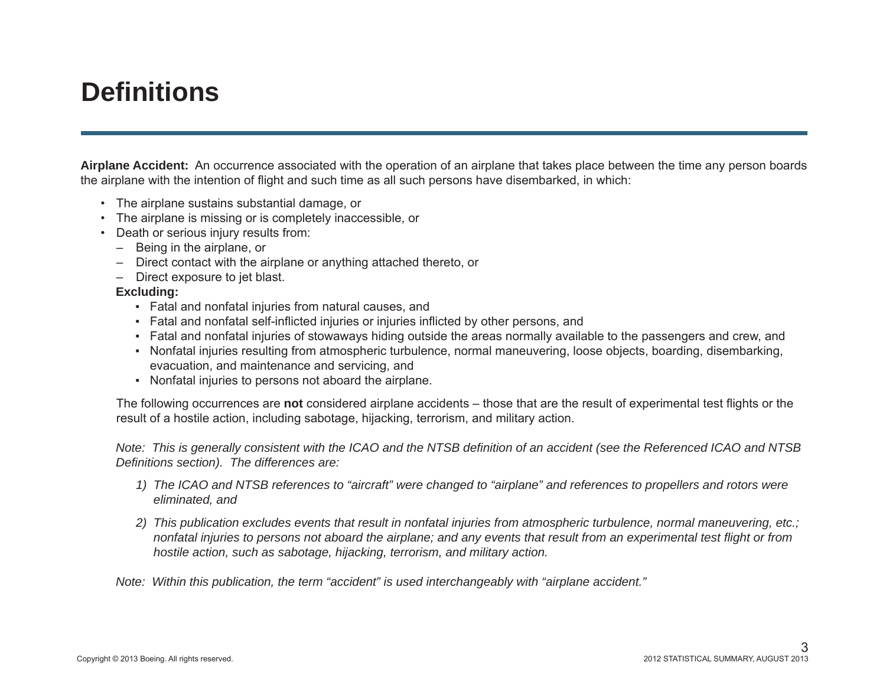# Definitions

**Airplane Accident:** An occurrence associated with the operation of an airplane that takes place between the time any person boards the airplane with the intention of flight and such time as all such persons have disembarked, in which:

- The airplane sustains substantial damage, or
- The airplane is missing or is completely inaccessible, or
- Death or serious injury results from:
  - Being in the airplane, or
  - Direct contact with the airplane or anything attached thereto, or
  - Direct exposure to jet blast.

**Excluding:**

- Fatal and nonfatal injuries from natural causes, and
- Fatal and nonfatal self-inflicted injuries or injuries inflicted by other persons, and
- Fatal and nonfatal injuries of stowaways hiding outside the areas normally available to the passengers and crew, and
- Nonfatal injuries resulting from atmospheric turbulence, normal maneuvering, loose objects, boarding, disembarking, evacuation, and maintenance and servicing, and
- Nonfatal injuries to persons not aboard the airplane.

The following occurrences are **not** considered airplane accidents – those that are the result of experimental test flights or the result of a hostile action, including sabotage, hijacking, terrorism, and military action.

*Note: This is generally consistent with the ICAO and the NTSB definition of an accident (see the Referenced ICAO and NTSB Definitions section). The differences are:*

1) *The ICAO and NTSB references to "aircraft" were changed to "airplane" and references to propellers and rotors were eliminated, and*

2) *This publication excludes events that result in nonfatal injuries from atmospheric turbulence, normal maneuvering, etc.; nonfatal injuries to persons not aboard the airplane; and any events that result from an experimental test flight or from hostile action, such as sabotage, hijacking, terrorism, and military action.*

*Note: Within this publication, the term "accident" is used interchangeably with "airplane accident."*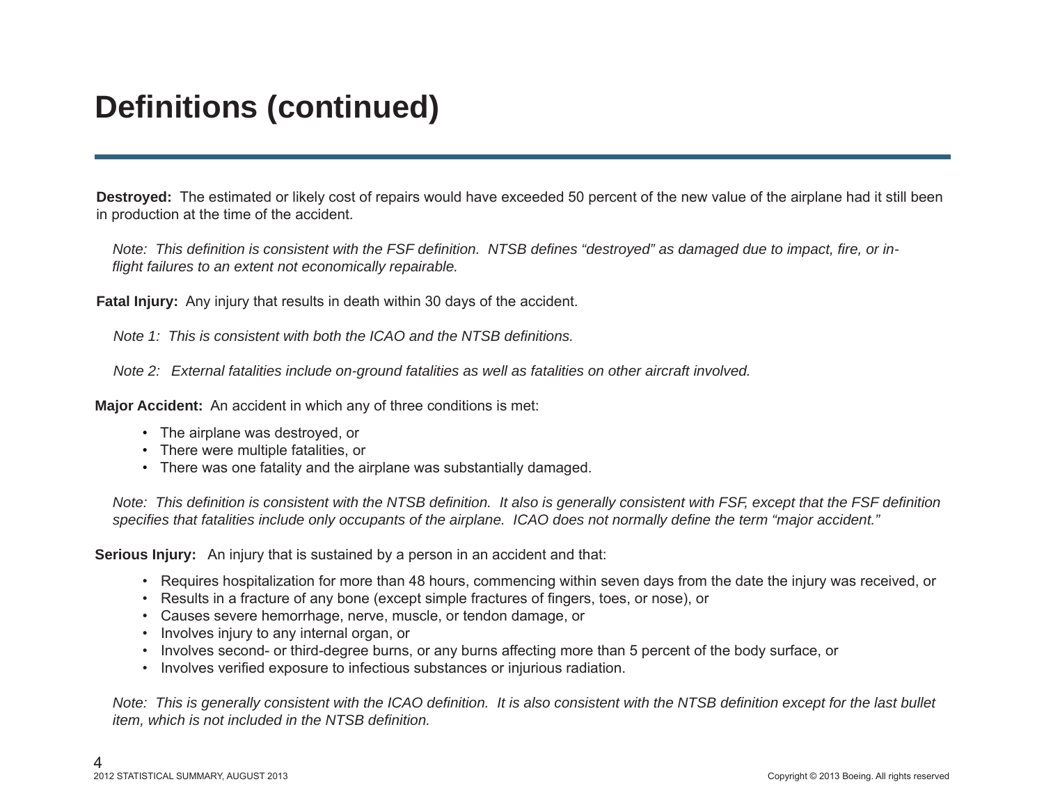# Definitions (continued)

**Destroyed:** The estimated or likely cost of repairs would have exceeded 50 percent of the new value of the airplane had it still been in production at the time of the accident.

*Note: This definition is consistent with the FSF definition. NTSB defines "destroyed" as damaged due to impact, fire, or in-flight failures to an extent not economically repairable.*

**Fatal Injury:** Any injury that results in death within 30 days of the accident.

*Note 1: This is consistent with both the ICAO and the NTSB definitions.*

*Note 2: External fatalities include on-ground fatalities as well as fatalities on other aircraft involved.*

**Major Accident:** An accident in which any of three conditions is met:

- The airplane was destroyed, or
- There were multiple fatalities, or
- There was one fatality and the airplane was substantially damaged.

*Note: This definition is consistent with the NTSB definition. It also is generally consistent with FSF, except that the FSF definition specifies that fatalities include only occupants of the airplane. ICAO does not normally define the term "major accident."*

**Serious Injury:** An injury that is sustained by a person in an accident and that:

- Requires hospitalization for more than 48 hours, commencing within seven days from the date the injury was received, or
- Results in a fracture of any bone (except simple fractures of fingers, toes, or nose), or
- Causes severe hemorrhage, nerve, muscle, or tendon damage, or
- Involves injury to any internal organ, or
- Involves second- or third-degree burns, or any burns affecting more than 5 percent of the body surface, or
- Involves verified exposure to infectious substances or injurious radiation.

*Note: This is generally consistent with the ICAO definition. It is also consistent with the NTSB definition except for the last bullet item, which is not included in the NTSB definition.*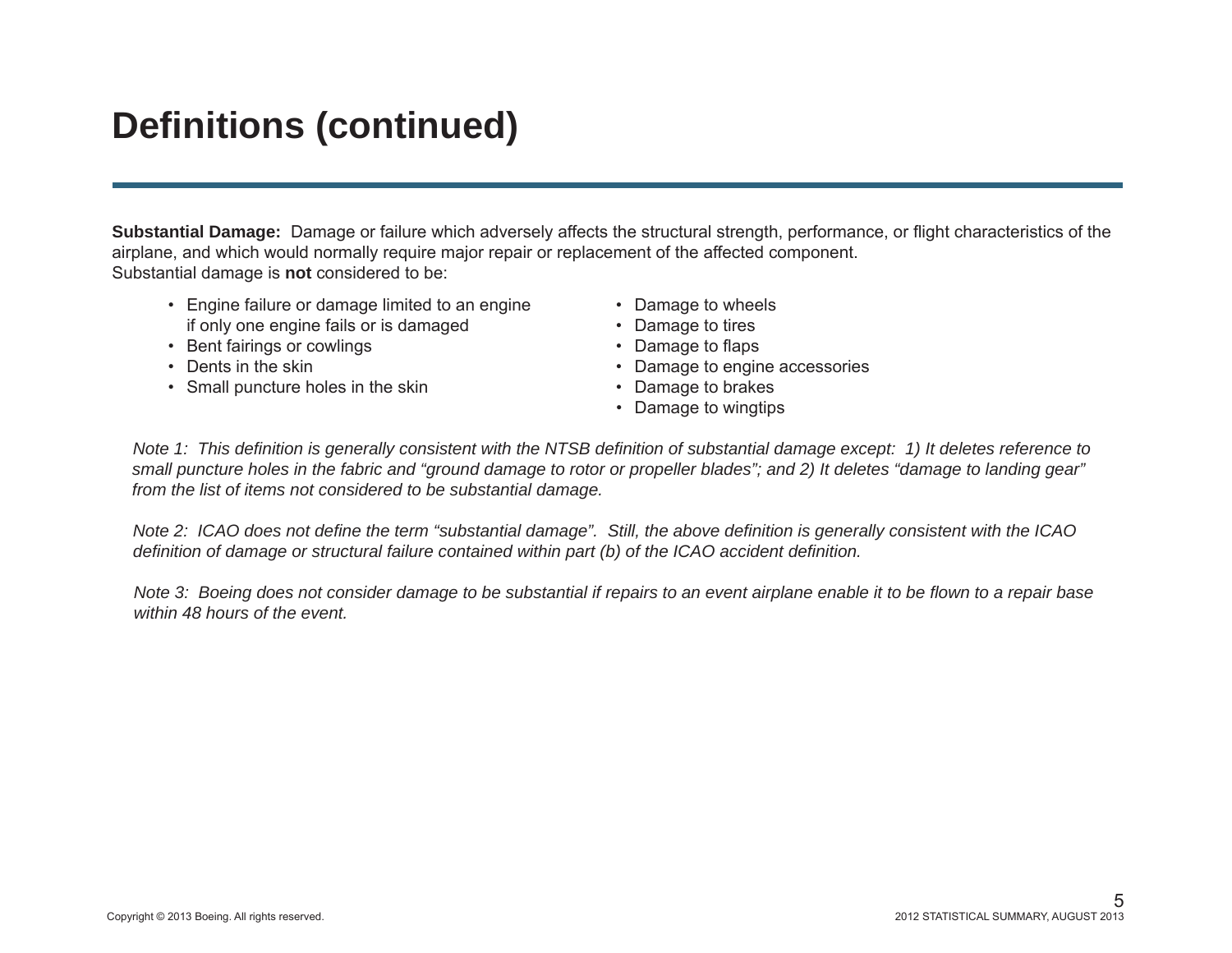# Definitions (continued)

**Substantial Damage:** Damage or failure which adversely affects the structural strength, performance, or flight characteristics of the airplane, and which would normally require major repair or replacement of the affected component.
Substantial damage is **not** considered to be:

- Engine failure or damage limited to an engine if only one engine fails or is damaged
- Bent fairings or cowlings
- Dents in the skin
- Small puncture holes in the skin
- Damage to wheels
- Damage to tires
- Damage to flaps
- Damage to engine accessories
- Damage to brakes
- Damage to wingtips

*Note 1: This definition is generally consistent with the NTSB definition of substantial damage except: 1) It deletes reference to small puncture holes in the fabric and "ground damage to rotor or propeller blades"; and 2) It deletes "damage to landing gear" from the list of items not considered to be substantial damage.*

*Note 2: ICAO does not define the term "substantial damage". Still, the above definition is generally consistent with the ICAO definition of damage or structural failure contained within part (b) of the ICAO accident definition.*

*Note 3: Boeing does not consider damage to be substantial if repairs to an event airplane enable it to be flown to a repair base within 48 hours of the event.*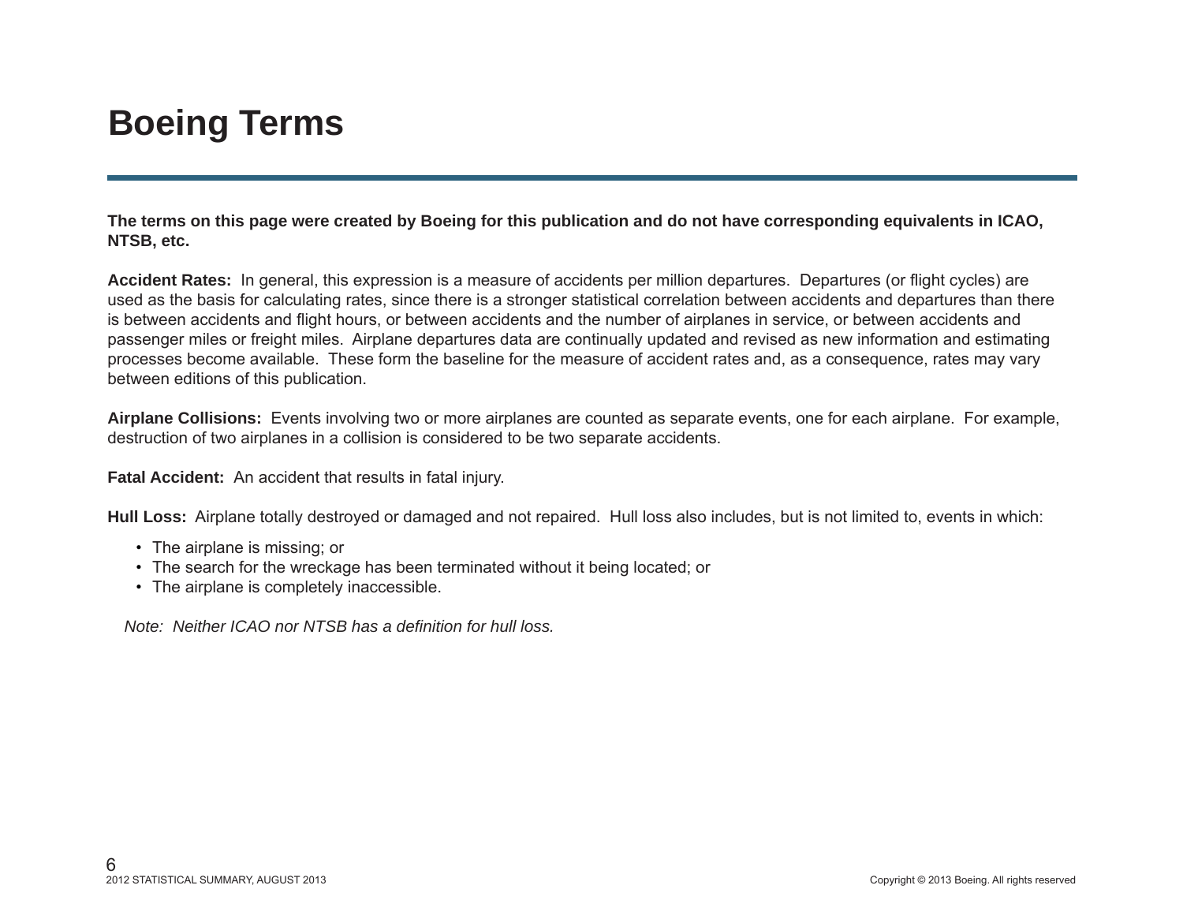# Boeing Terms

**The terms on this page were created by Boeing for this publication and do not have corresponding equivalents in ICAO, NTSB, etc.**

**Accident Rates:** In general, this expression is a measure of accidents per million departures. Departures (or flight cycles) are used as the basis for calculating rates, since there is a stronger statistical correlation between accidents and departures than there is between accidents and flight hours, or between accidents and the number of airplanes in service, or between accidents and passenger miles or freight miles. Airplane departures data are continually updated and revised as new information and estimating processes become available. These form the baseline for the measure of accident rates and, as a consequence, rates may vary between editions of this publication.

**Airplane Collisions:** Events involving two or more airplanes are counted as separate events, one for each airplane. For example, destruction of two airplanes in a collision is considered to be two separate accidents.

**Fatal Accident:** An accident that results in fatal injury.

**Hull Loss:** Airplane totally destroyed or damaged and not repaired. Hull loss also includes, but is not limited to, events in which:

- The airplane is missing; or
- The search for the wreckage has been terminated without it being located; or
- The airplane is completely inaccessible.

*Note: Neither ICAO nor NTSB has a definition for hull loss.*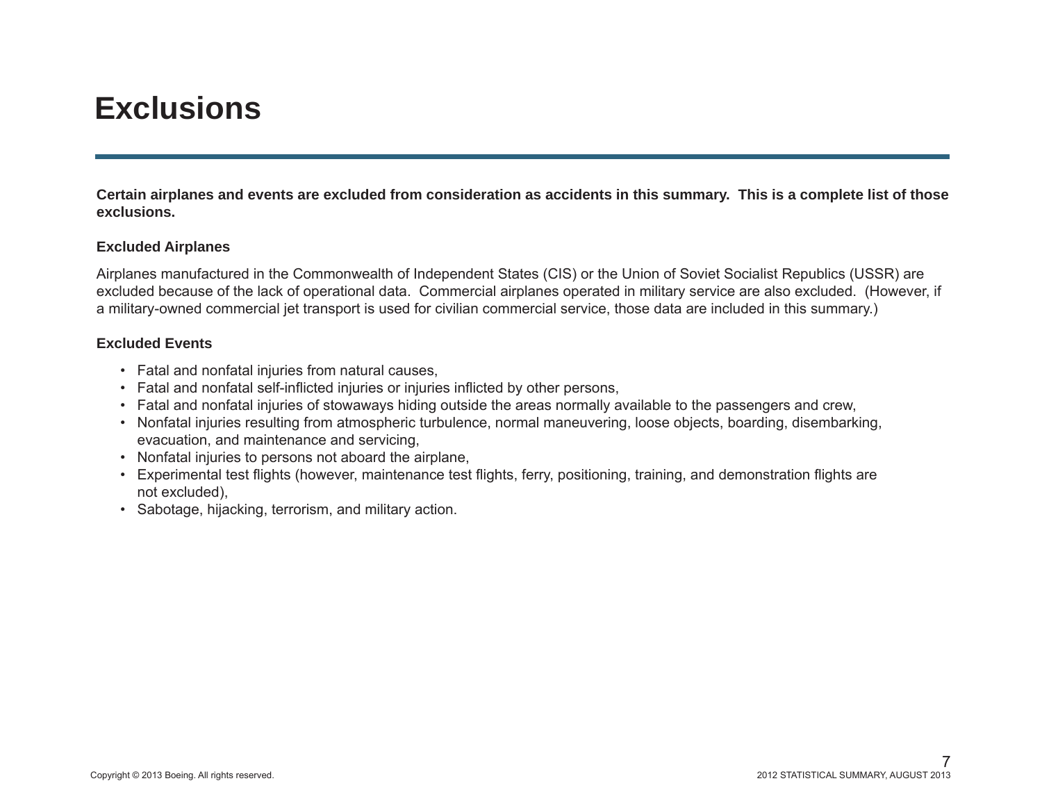# Exclusions

**Certain airplanes and events are excluded from consideration as accidents in this summary. This is a complete list of those exclusions.**

### Excluded Airplanes

Airplanes manufactured in the Commonwealth of Independent States (CIS) or the Union of Soviet Socialist Republics (USSR) are excluded because of the lack of operational data. Commercial airplanes operated in military service are also excluded. (However, if a military-owned commercial jet transport is used for civilian commercial service, those data are included in this summary.)

### Excluded Events

- Fatal and nonfatal injuries from natural causes,
- Fatal and nonfatal self-inflicted injuries or injuries inflicted by other persons,
- Fatal and nonfatal injuries of stowaways hiding outside the areas normally available to the passengers and crew,
- Nonfatal injuries resulting from atmospheric turbulence, normal maneuvering, loose objects, boarding, disembarking, evacuation, and maintenance and servicing,
- Nonfatal injuries to persons not aboard the airplane,
- Experimental test flights (however, maintenance test flights, ferry, positioning, training, and demonstration flights are not excluded),
- Sabotage, hijacking, terrorism, and military action.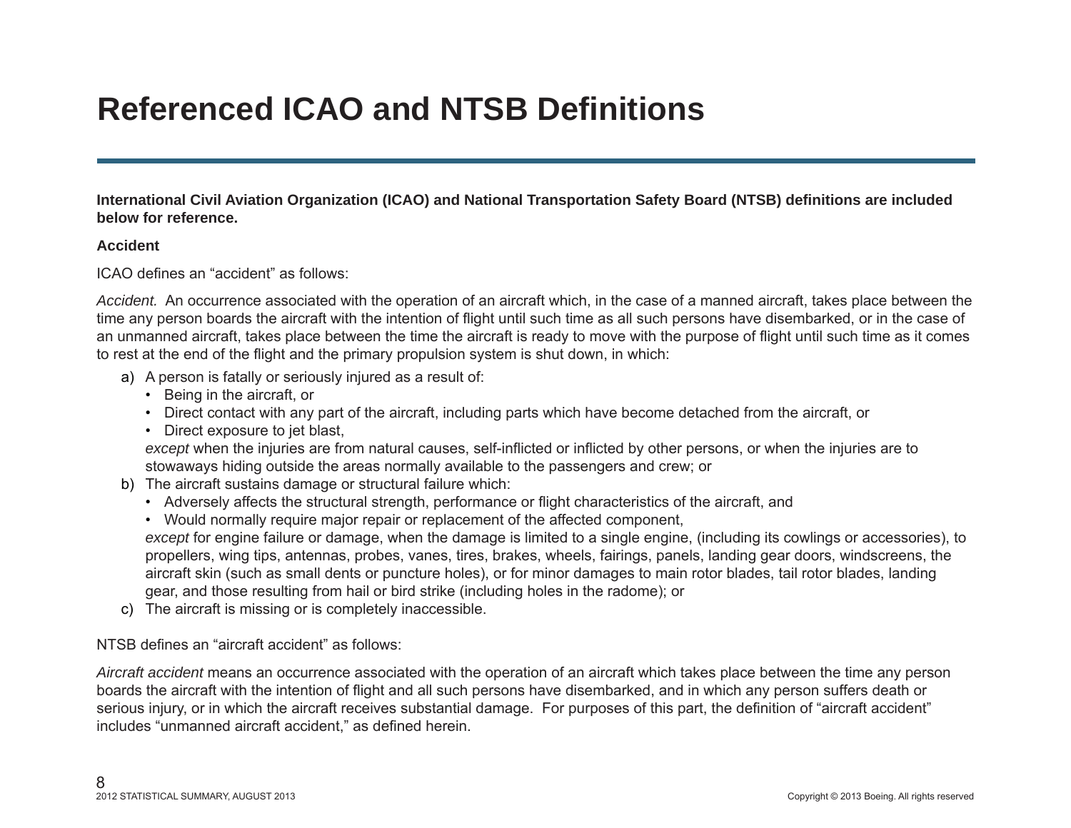# Referenced ICAO and NTSB Definitions

**International Civil Aviation Organization (ICAO) and National Transportation Safety Board (NTSB) definitions are included below for reference.**

**Accident**

ICAO defines an “accident” as follows:

*Accident.* An occurrence associated with the operation of an aircraft which, in the case of a manned aircraft, takes place between the time any person boards the aircraft with the intention of flight until such time as all such persons have disembarked, or in the case of an unmanned aircraft, takes place between the time the aircraft is ready to move with the purpose of flight until such time as it comes to rest at the end of the flight and the primary propulsion system is shut down, in which:

a) A person is fatally or seriously injured as a result of:
   - Being in the aircraft, or
   - Direct contact with any part of the aircraft, including parts which have become detached from the aircraft, or
   - Direct exposure to jet blast,

   *except* when the injuries are from natural causes, self-inflicted or inflicted by other persons, or when the injuries are to stowaways hiding outside the areas normally available to the passengers and crew; or
b) The aircraft sustains damage or structural failure which:
   - Adversely affects the structural strength, performance or flight characteristics of the aircraft, and
   - Would normally require major repair or replacement of the affected component,

   *except* for engine failure or damage, when the damage is limited to a single engine, (including its cowlings or accessories), to propellers, wing tips, antennas, probes, vanes, tires, brakes, wheels, fairings, panels, landing gear doors, windscreens, the aircraft skin (such as small dents or puncture holes), or for minor damages to main rotor blades, tail rotor blades, landing gear, and those resulting from hail or bird strike (including holes in the radome); or
c) The aircraft is missing or is completely inaccessible.

NTSB defines an “aircraft accident” as follows:

*Aircraft accident* means an occurrence associated with the operation of an aircraft which takes place between the time any person boards the aircraft with the intention of flight and all such persons have disembarked, and in which any person suffers death or serious injury, or in which the aircraft receives substantial damage. For purposes of this part, the definition of “aircraft accident” includes “unmanned aircraft accident,” as defined herein.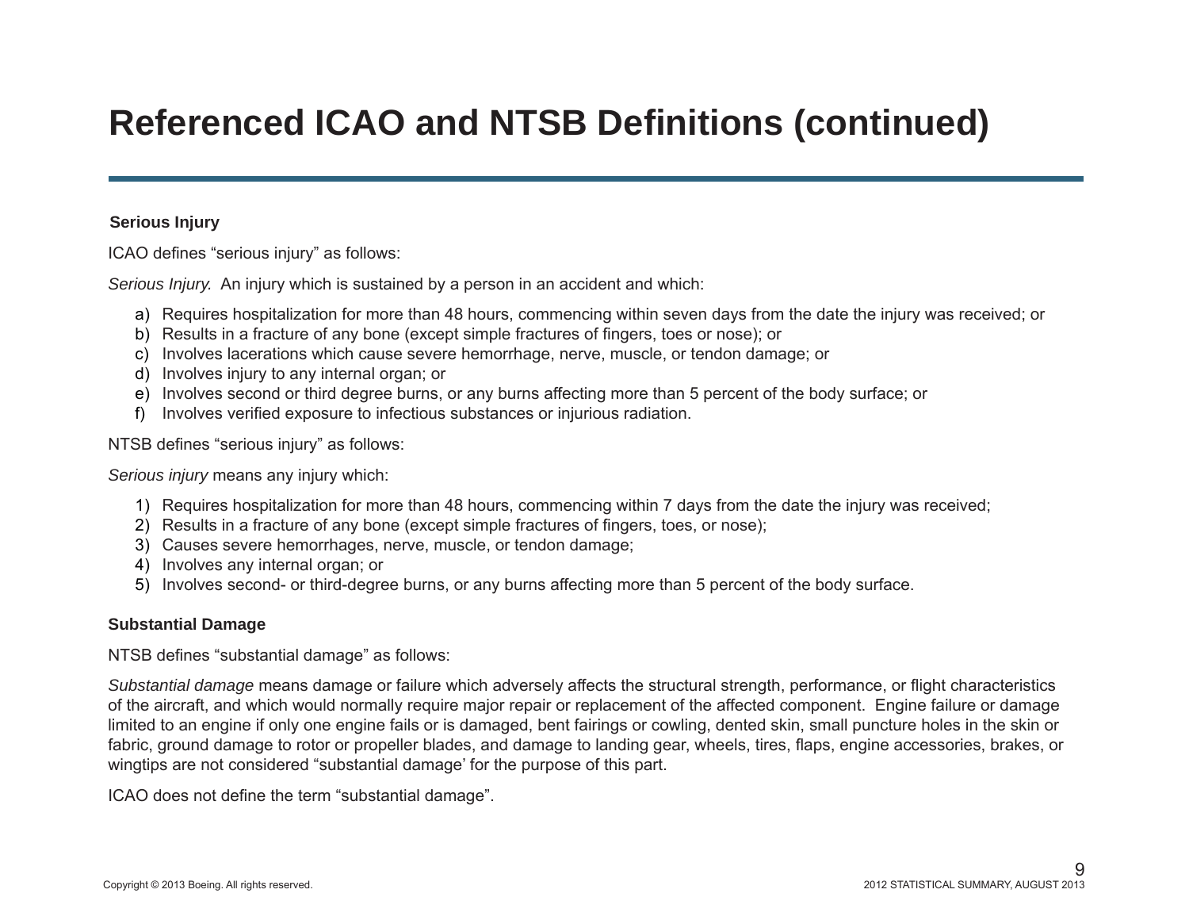# Referenced ICAO and NTSB Definitions (continued)

### Serious Injury

ICAO defines “serious injury” as follows:

*Serious Injury.* An injury which is sustained by a person in an accident and which:

a) Requires hospitalization for more than 48 hours, commencing within seven days from the date the injury was received; or
b) Results in a fracture of any bone (except simple fractures of fingers, toes or nose); or
c) Involves lacerations which cause severe hemorrhage, nerve, muscle, or tendon damage; or
d) Involves injury to any internal organ; or
e) Involves second or third degree burns, or any burns affecting more than 5 percent of the body surface; or
f) Involves verified exposure to infectious substances or injurious radiation.

NTSB defines “serious injury” as follows:

*Serious injury* means any injury which:

1) Requires hospitalization for more than 48 hours, commencing within 7 days from the date the injury was received;
2) Results in a fracture of any bone (except simple fractures of fingers, toes, or nose);
3) Causes severe hemorrhages, nerve, muscle, or tendon damage;
4) Involves any internal organ; or
5) Involves second- or third-degree burns, or any burns affecting more than 5 percent of the body surface.

### Substantial Damage

NTSB defines “substantial damage” as follows:

*Substantial damage* means damage or failure which adversely affects the structural strength, performance, or flight characteristics of the aircraft, and which would normally require major repair or replacement of the affected component. Engine failure or damage limited to an engine if only one engine fails or is damaged, bent fairings or cowling, dented skin, small puncture holes in the skin or fabric, ground damage to rotor or propeller blades, and damage to landing gear, wheels, tires, flaps, engine accessories, brakes, or wingtips are not considered “substantial damage’ for the purpose of this part.

ICAO does not define the term “substantial damage”.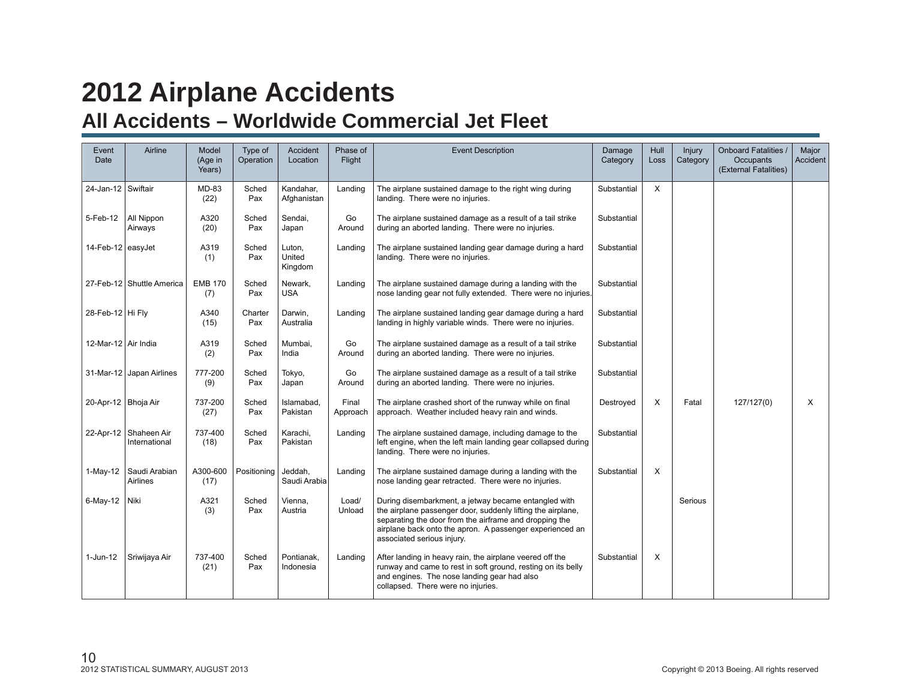# 2012 Airplane Accidents

## All Accidents – Worldwide Commercial Jet Fleet

| Event Date | Airline | Model (Age in Years) | Type of Operation | Accident Location | Phase of Flight | Event Description | Damage Category | Hull Loss | Injury Category | Onboard Fatalities / Occupants (External Fatalities) | Major Accident |
|---|---|---|---|---|---|---|---|---|---|---|---|
| 24-Jan-12 | Swiftair | MD-83 (22) | Sched Pax | Kandahar, Afghanistan | Landing | The airplane sustained damage to the right wing during landing. There were no injuries. | Substantial | X | | | |
| 5-Feb-12 | All Nippon Airways | A320 (20) | Sched Pax | Sendai, Japan | Go Around | The airplane sustained damage as a result of a tail strike during an aborted landing. There were no injuries. | Substantial | | | | |
| 14-Feb-12 | easyJet | A319 (1) | Sched Pax | Luton, United Kingdom | Landing | The airplane sustained landing gear damage during a hard landing. There were no injuries. | Substantial | | | | |
| 27-Feb-12 | Shuttle America | EMB 170 (7) | Sched Pax | Newark, USA | Landing | The airplane sustained damage during a landing with the nose landing gear not fully extended. There were no injuries. | Substantial | | | | |
| 28-Feb-12 | Hi Fly | A340 (15) | Charter Pax | Darwin, Australia | Landing | The airplane sustained landing gear damage during a hard landing in highly variable winds. There were no injuries. | Substantial | | | | |
| 12-Mar-12 | Air India | A319 (2) | Sched Pax | Mumbai, India | Go Around | The airplane sustained damage as a result of a tail strike during an aborted landing. There were no injuries. | Substantial | | | | |
| 31-Mar-12 | Japan Airlines | 777-200 (9) | Sched Pax | Tokyo, Japan | Go Around | The airplane sustained damage as a result of a tail strike during an aborted landing. There were no injuries. | Substantial | | | | |
| 20-Apr-12 | Bhoja Air | 737-200 (27) | Sched Pax | Islamabad, Pakistan | Final Approach | The airplane crashed short of the runway while on final approach. Weather included heavy rain and winds. | Destroyed | X | Fatal | 127/127(0) | X |
| 22-Apr-12 | Shaheen Air International | 737-400 (18) | Sched Pax | Karachi, Pakistan | Landing | The airplane sustained damage, including damage to the left engine, when the left main landing gear collapsed during landing. There were no injuries. | Substantial | | | | |
| 1-May-12 | Saudi Arabian Airlines | A300-600 (17) | Positioning | Jeddah, Saudi Arabia | Landing | The airplane sustained damage during a landing with the nose landing gear retracted. There were no injuries. | Substantial | X | | | |
| 6-May-12 | Niki | A321 (3) | Sched Pax | Vienna, Austria | Load/ Unload | During disembarkment, a jetway became entangled with the airplane passenger door, suddenly lifting the airplane, separating the door from the airframe and dropping the airplane back onto the apron. A passenger experienced an associated serious injury. | | | Serious | | |
| 1-Jun-12 | Sriwijaya Air | 737-400 (21) | Sched Pax | Pontianak, Indonesia | Landing | After landing in heavy rain, the airplane veered off the runway and came to rest in soft ground, resting on its belly and engines. The nose landing gear had also collapsed. There were no injuries. | Substantial | X | | | |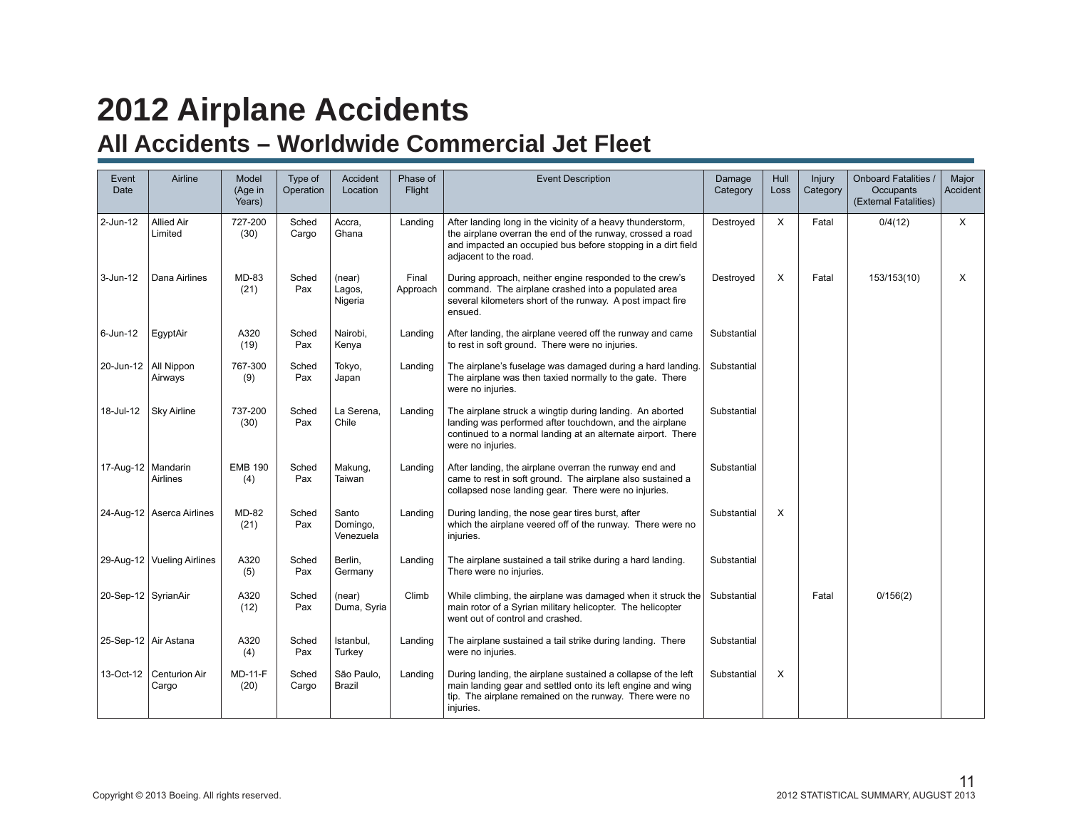# 2012 Airplane Accidents

## All Accidents – Worldwide Commercial Jet Fleet

| Event Date | Airline | Model (Age in Years) | Type of Operation | Accident Location | Phase of Flight | Event Description | Damage Category | Hull Loss | Injury Category | Onboard Fatalities / Occupants (External Fatalities) | Major Accident |
|---|---|---|---|---|---|---|---|---|---|---|---|
| 2-Jun-12 | Allied Air Limited | 727-200 (30) | Sched Cargo | Accra, Ghana | Landing | After landing long in the vicinity of a heavy thunderstorm, the airplane overran the end of the runway, crossed a road and impacted an occupied bus before stopping in a dirt field adjacent to the road. | Destroyed | X | Fatal | 0/4(12) | X |
| 3-Jun-12 | Dana Airlines | MD-83 (21) | Sched Pax | (near) Lagos, Nigeria | Final Approach | During approach, neither engine responded to the crew's command. The airplane crashed into a populated area several kilometers short of the runway. A post impact fire ensued. | Destroyed | X | Fatal | 153/153(10) | X |
| 6-Jun-12 | EgyptAir | A320 (19) | Sched Pax | Nairobi, Kenya | Landing | After landing, the airplane veered off the runway and came to rest in soft ground. There were no injuries. | Substantial | | | | |
| 20-Jun-12 | All Nippon Airways | 767-300 (9) | Sched Pax | Tokyo, Japan | Landing | The airplane's fuselage was damaged during a hard landing. The airplane was then taxied normally to the gate. There were no injuries. | Substantial | | | | |
| 18-Jul-12 | Sky Airline | 737-200 (30) | Sched Pax | La Serena, Chile | Landing | The airplane struck a wingtip during landing. An aborted landing was performed after touchdown, and the airplane continued to a normal landing at an alternate airport. There were no injuries. | Substantial | | | | |
| 17-Aug-12 | Mandarin Airlines | EMB 190 (4) | Sched Pax | Makung, Taiwan | Landing | After landing, the airplane overran the runway end and came to rest in soft ground. The airplane also sustained a collapsed nose landing gear. There were no injuries. | Substantial | | | | |
| 24-Aug-12 | Aserca Airlines | MD-82 (21) | Sched Pax | Santo Domingo, Venezuela | Landing | During landing, the nose gear tires burst, after which the airplane veered off of the runway. There were no injuries. | Substantial | X | | | |
| 29-Aug-12 | Vueling Airlines | A320 (5) | Sched Pax | Berlin, Germany | Landing | The airplane sustained a tail strike during a hard landing. There were no injuries. | Substantial | | | | |
| 20-Sep-12 | SyrianAir | A320 (12) | Sched Pax | (near) Duma, Syria | Climb | While climbing, the airplane was damaged when it struck the main rotor of a Syrian military helicopter. The helicopter went out of control and crashed. | Substantial | | Fatal | 0/156(2) | |
| 25-Sep-12 | Air Astana | A320 (4) | Sched Pax | Istanbul, Turkey | Landing | The airplane sustained a tail strike during landing. There were no injuries. | Substantial | | | | |
| 13-Oct-12 | Centurion Air Cargo | MD-11-F (20) | Sched Cargo | São Paulo, Brazil | Landing | During landing, the airplane sustained a collapse of the left main landing gear and settled onto its left engine and wing tip. The airplane remained on the runway. There were no injuries. | Substantial | X | | | |

Copyright © 2013 Boeing. All rights reserved.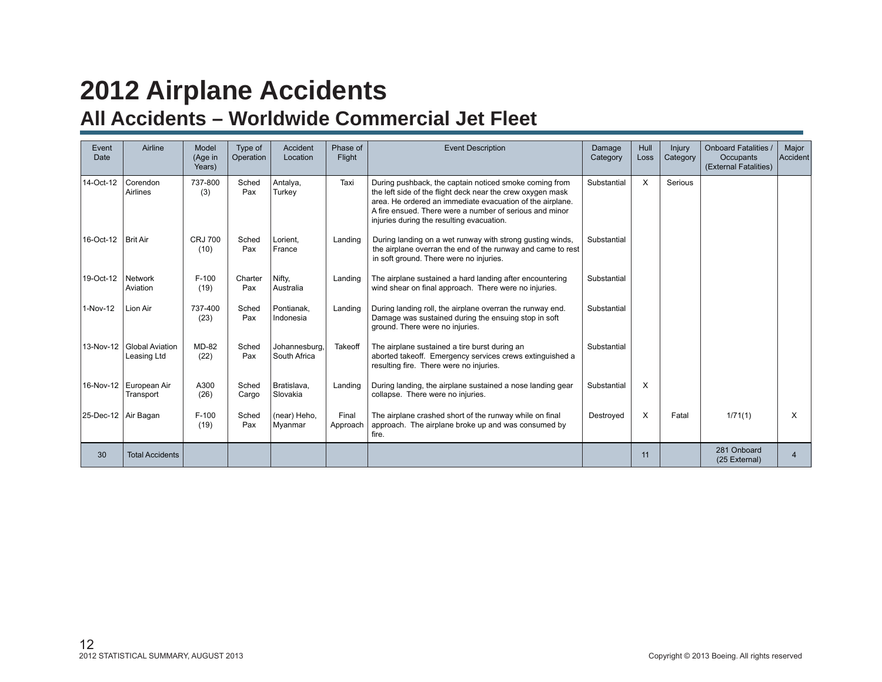# 2012 Airplane Accidents

## All Accidents – Worldwide Commercial Jet Fleet

| Event Date | Airline | Model (Age in Years) | Type of Operation | Accident Location | Phase of Flight | Event Description | Damage Category | Hull Loss | Injury Category | Onboard Fatalities / Occupants (External Fatalities) | Major Accident |
|---|---|---|---|---|---|---|---|---|---|---|---|
| 14-Oct-12 | Corendon Airlines | 737-800 (3) | Sched Pax | Antalya, Turkey | Taxi | During pushback, the captain noticed smoke coming from the left side of the flight deck near the crew oxygen mask area. He ordered an immediate evacuation of the airplane. A fire ensued. There were a number of serious and minor injuries during the resulting evacuation. | Substantial | X | Serious | | |
| 16-Oct-12 | Brit Air | CRJ 700 (10) | Sched Pax | Lorient, France | Landing | During landing on a wet runway with strong gusting winds, the airplane overran the end of the runway and came to rest in soft ground. There were no injuries. | Substantial | | | | |
| 19-Oct-12 | Network Aviation | F-100 (19) | Charter Pax | Nifty, Australia | Landing | The airplane sustained a hard landing after encountering wind shear on final approach. There were no injuries. | Substantial | | | | |
| 1-Nov-12 | Lion Air | 737-400 (23) | Sched Pax | Pontianak, Indonesia | Landing | During landing roll, the airplane overran the runway end. Damage was sustained during the ensuing stop in soft ground. There were no injuries. | Substantial | | | | |
| 13-Nov-12 | Global Aviation Leasing Ltd | MD-82 (22) | Sched Pax | Johannesburg, South Africa | Takeoff | The airplane sustained a tire burst during an aborted takeoff. Emergency services crews extinguished a resulting fire. There were no injuries. | Substantial | | | | |
| 16-Nov-12 | European Air Transport | A300 (26) | Sched Cargo | Bratislava, Slovakia | Landing | During landing, the airplane sustained a nose landing gear collapse. There were no injuries. | Substantial | X | | | |
| 25-Dec-12 | Air Bagan | F-100 (19) | Sched Pax | (near) Heho, Myanmar | Final Approach | The airplane crashed short of the runway while on final approach. The airplane broke up and was consumed by fire. | Destroyed | X | Fatal | 1/71(1) | X |
| 30 | Total Accidents | | | | | | | 11 | | 281 Onboard (25 External) | 4 |

2012 STATISTICAL SUMMARY, AUGUST 2013

Copyright © 2013 Boeing. All rights reserved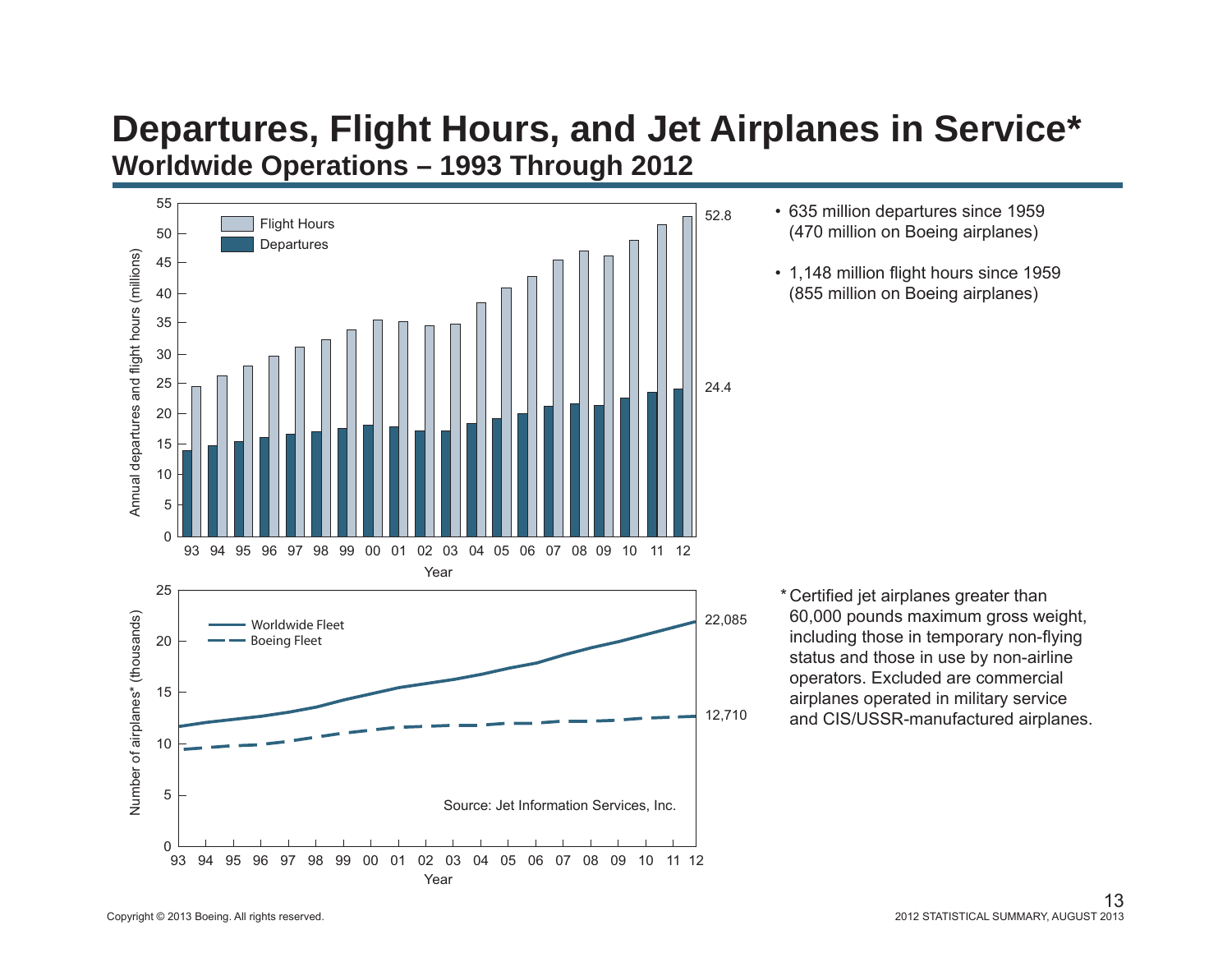# Departures, Flight Hours, and Jet Airplanes in Service*

## Worldwide Operations – 1993 Through 2012

- 635 million departures since 1959 (470 million on Boeing airplanes)
- 1,148 million flight hours since 1959 (855 million on Boeing airplanes)

Annual departures and flight hours (millions): Flight Hours 52.8; Departures 24.4 (2012)

Number of airplanes* (thousands): Worldwide Fleet 22,085; Boeing Fleet 12,710 (2012)

Source: Jet Information Services, Inc.

\* Certified jet airplanes greater than 60,000 pounds maximum gross weight, including those in temporary non-flying status and those in use by non-airline operators. Excluded are commercial airplanes operated in military service and CIS/USSR-manufactured airplanes.

Copyright © 2013 Boeing. All rights reserved.

2012 STATISTICAL SUMMARY, AUGUST 2013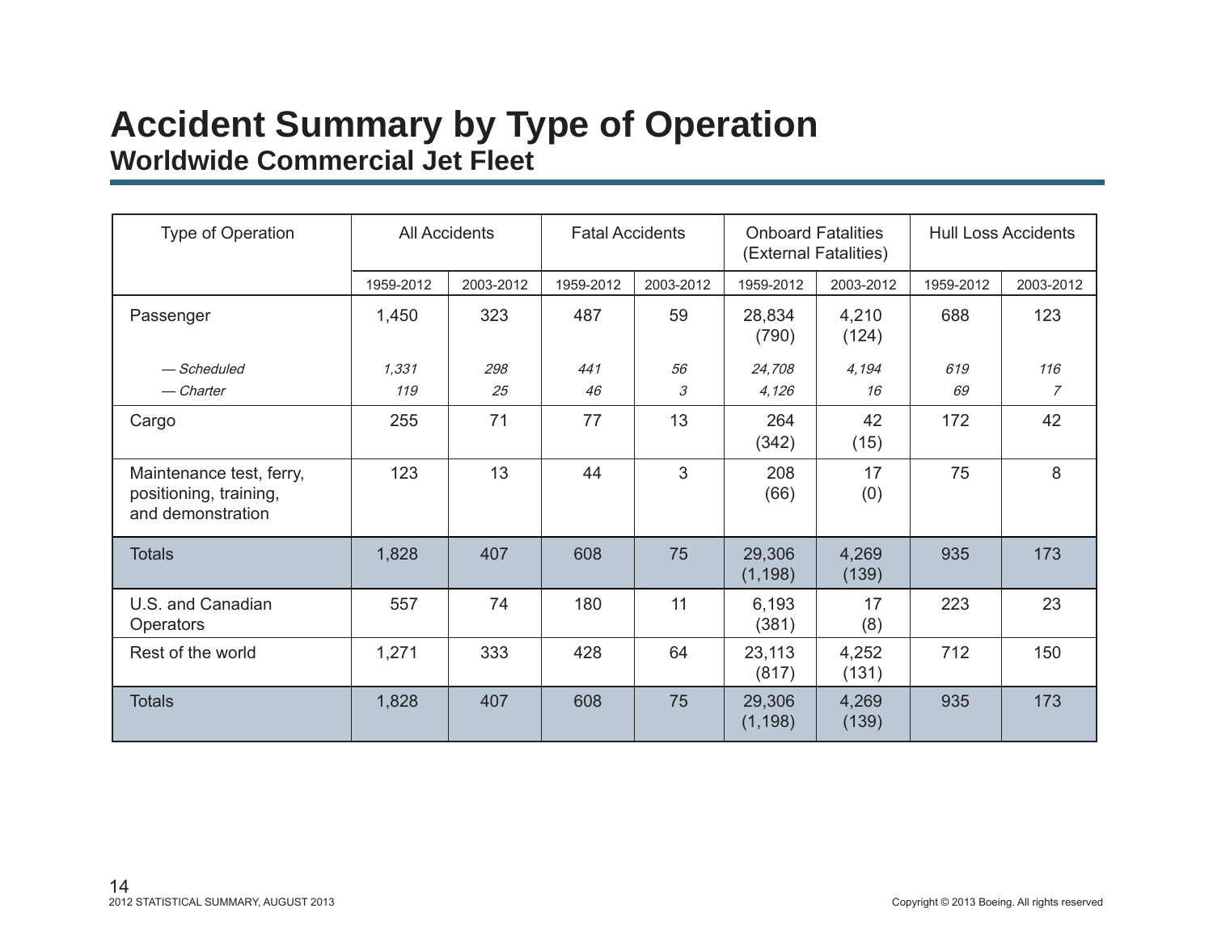# Accident Summary by Type of Operation

## Worldwide Commercial Jet Fleet

| Type of Operation | All Accidents | | Fatal Accidents | | Onboard Fatalities (External Fatalities) | | Hull Loss Accidents | |
|---|---|---|---|---|---|---|---|---|
| | 1959-2012 | 2003-2012 | 1959-2012 | 2003-2012 | 1959-2012 | 2003-2012 | 1959-2012 | 2003-2012 |
| Passenger | 1,450 | 323 | 487 | 59 | 28,834 (790) | 4,210 (124) | 688 | 123 |
| *— Scheduled* | *1,331* | *298* | *441* | *56* | *24,708* | *4,194* | *619* | *116* |
| *— Charter* | *119* | *25* | *46* | *3* | *4,126* | *16* | *69* | *7* |
| Cargo | 255 | 71 | 77 | 13 | 264 (342) | 42 (15) | 172 | 42 |
| Maintenance test, ferry, positioning, training, and demonstration | 123 | 13 | 44 | 3 | 208 (66) | 17 (0) | 75 | 8 |
| Totals | 1,828 | 407 | 608 | 75 | 29,306 (1,198) | 4,269 (139) | 935 | 173 |
| U.S. and Canadian Operators | 557 | 74 | 180 | 11 | 6,193 (381) | 17 (8) | 223 | 23 |
| Rest of the world | 1,271 | 333 | 428 | 64 | 23,113 (817) | 4,252 (131) | 712 | 150 |
| Totals | 1,828 | 407 | 608 | 75 | 29,306 (1,198) | 4,269 (139) | 935 | 173 |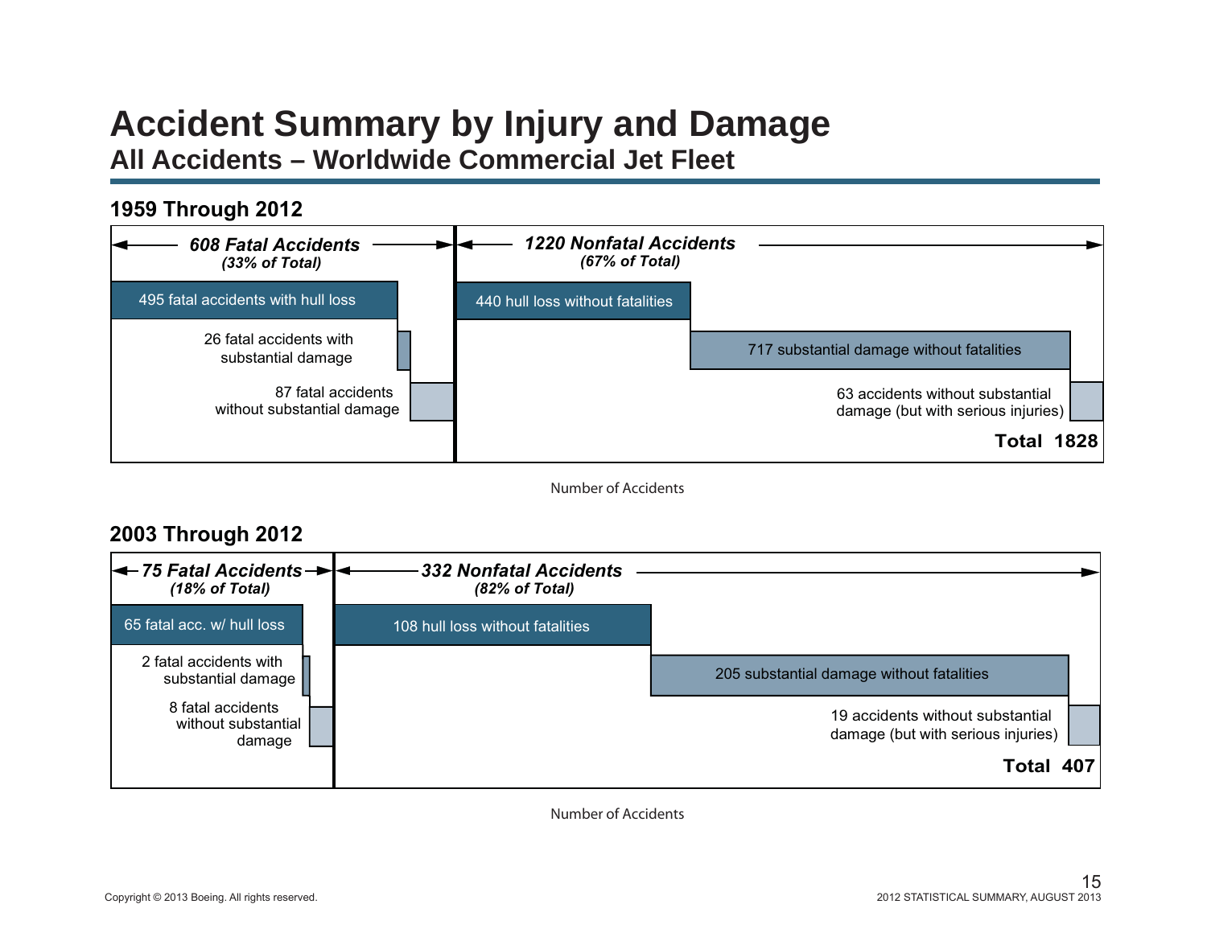# Accident Summary by Injury and Damage

## All Accidents – Worldwide Commercial Jet Fleet

### 1959 Through 2012

***608 Fatal Accidents*** *(33% of Total)*

- 495 fatal accidents with hull loss
- 26 fatal accidents with substantial damage
- 87 fatal accidents without substantial damage

***1220 Nonfatal Accidents*** *(67% of Total)*

- 440 hull loss without fatalities
- 717 substantial damage without fatalities
- 63 accidents without substantial damage (but with serious injuries)

**Total 1828**

Number of Accidents

### 2003 Through 2012

***75 Fatal Accidents*** *(18% of Total)*

- 65 fatal acc. w/ hull loss
- 2 fatal accidents with substantial damage
- 8 fatal accidents without substantial damage

***332 Nonfatal Accidents*** *(82% of Total)*

- 108 hull loss without fatalities
- 205 substantial damage without fatalities
- 19 accidents without substantial damage (but with serious injuries)

**Total 407**

Number of Accidents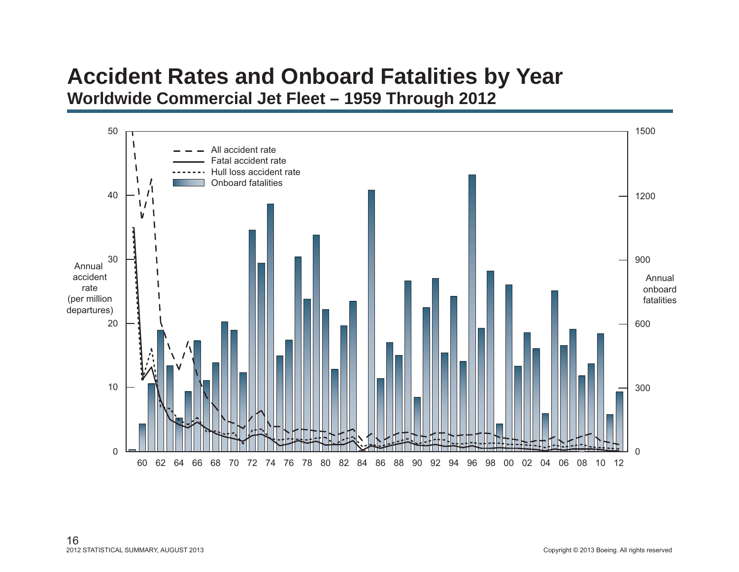# Accident Rates and Onboard Fatalities by Year

## Worldwide Commercial Jet Fleet – 1959 Through 2012

- All accident rate
- Fatal accident rate
- Hull loss accident rate
- Onboard fatalities

Annual accident rate (per million departures): 0, 10, 20, 30, 40, 50

Annual onboard fatalities: 0, 300, 600, 900, 1200, 1500

60 62 64 66 68 70 72 74 76 78 80 82 84 86 88 90 92 94 96 98 00 02 04 06 08 10 12

2012 STATISTICAL SUMMARY, AUGUST 2013

Copyright © 2013 Boeing. All rights reserved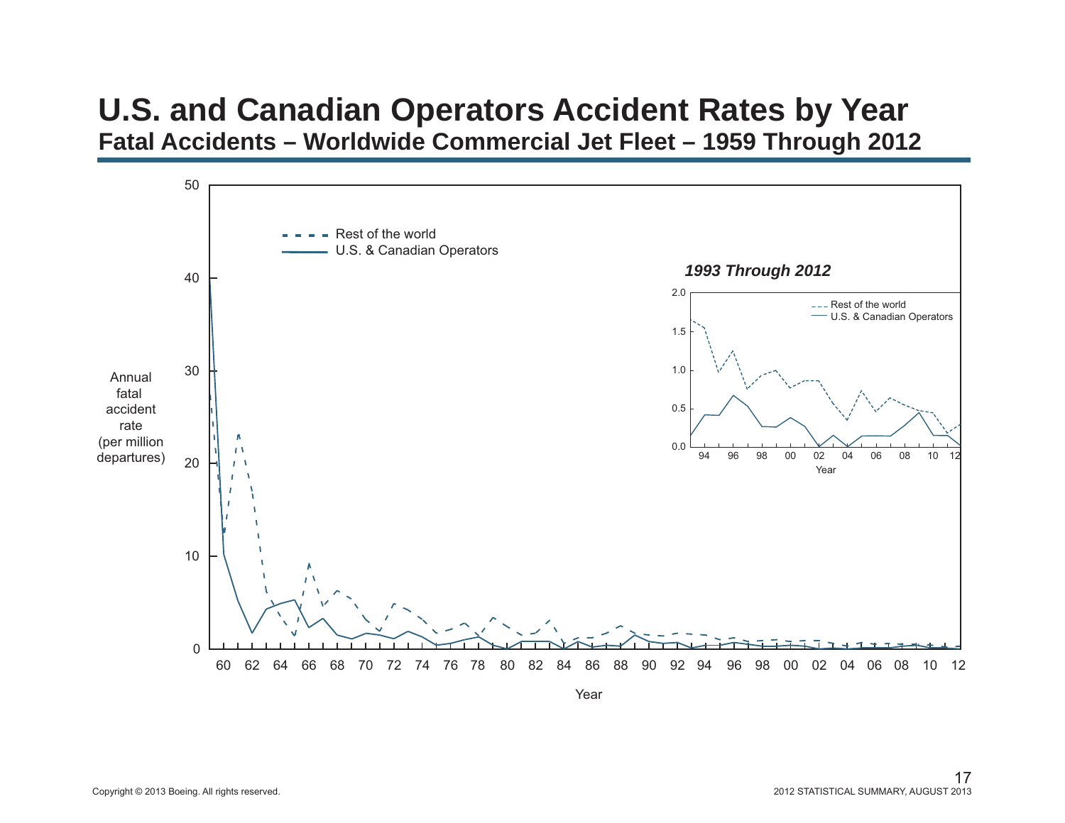# U.S. and Canadian Operators Accident Rates by Year

## Fatal Accidents – Worldwide Commercial Jet Fleet – 1959 Through 2012

Copyright © 2013 Boeing. All rights reserved.

2012 STATISTICAL SUMMARY, AUGUST 2013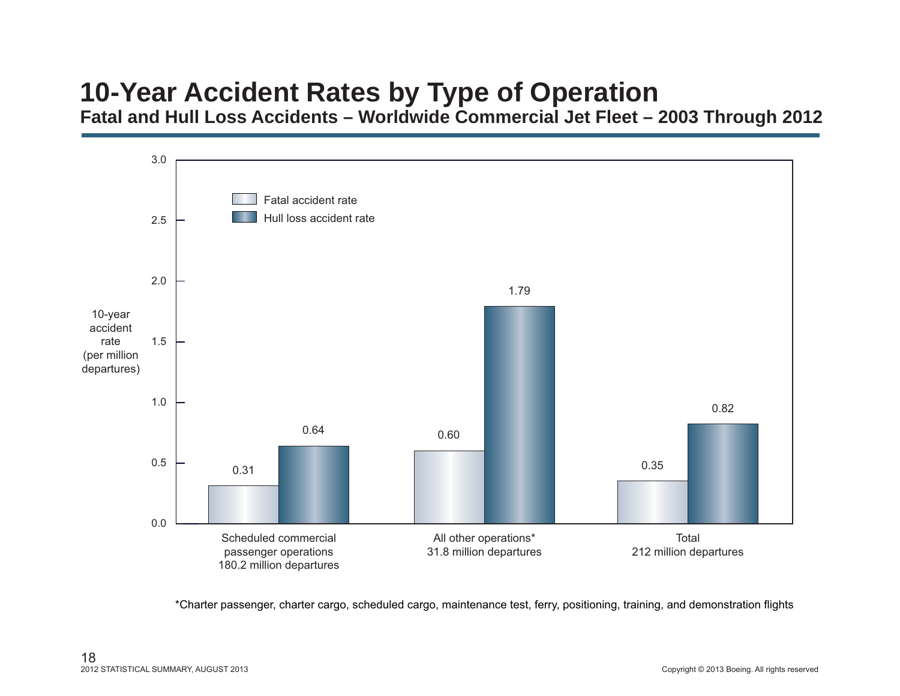# 10-Year Accident Rates by Type of Operation

**Fatal and Hull Loss Accidents – Worldwide Commercial Jet Fleet – 2003 Through 2012**

10-year accident rate (per million departures)

| Type of operation | Fatal accident rate | Hull loss accident rate |
|---|---|---|
| Scheduled commercial passenger operations 180.2 million departures | 0.31 | 0.64 |
| All other operations* 31.8 million departures | 0.60 | 1.79 |
| Total 212 million departures | 0.35 | 0.82 |

*Charter passenger, charter cargo, scheduled cargo, maintenance test, ferry, positioning, training, and demonstration flights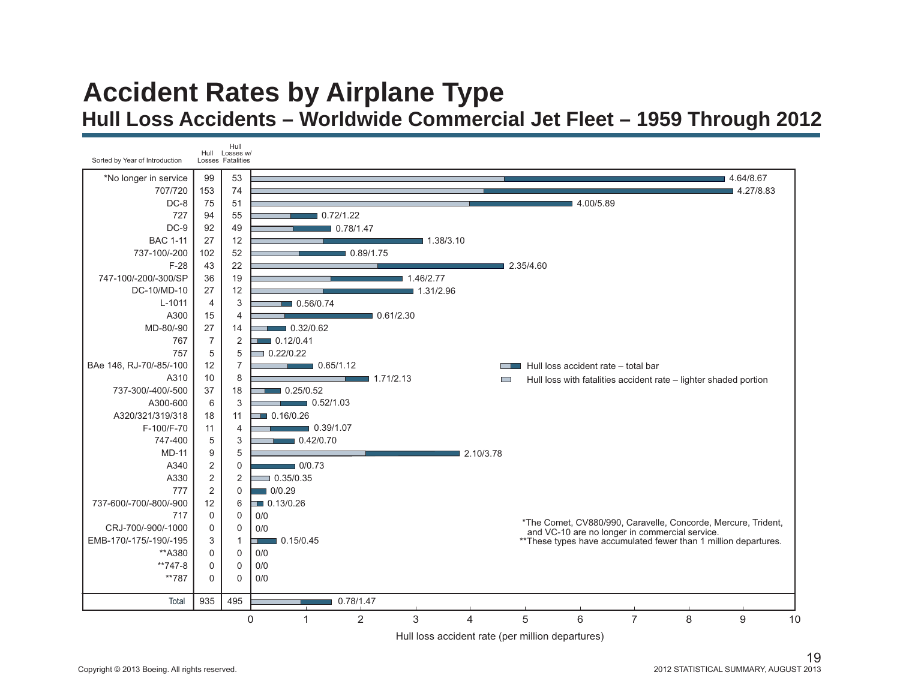# Accident Rates by Airplane Type

## Hull Loss Accidents – Worldwide Commercial Jet Fleet – 1959 Through 2012

| Sorted by Year of Introduction | Hull Losses | Hull Losses w/ Fatalities | Hull loss accident rate (per million departures) |
|---|---|---|---|
| *No longer in service | 99 | 53 | 4.64/8.67 |
| 707/720 | 153 | 74 | 4.27/8.83 |
| DC-8 | 75 | 51 | 4.00/5.89 |
| 727 | 94 | 55 | 0.72/1.22 |
| DC-9 | 92 | 49 | 0.78/1.47 |
| BAC 1-11 | 27 | 12 | 1.38/3.10 |
| 737-100/-200 | 102 | 52 | 0.89/1.75 |
| F-28 | 43 | 22 | 2.35/4.60 |
| 747-100/-200/-300/SP | 36 | 19 | 1.46/2.77 |
| DC-10/MD-10 | 27 | 12 | 1.31/2.96 |
| L-1011 | 4 | 3 | 0.56/0.74 |
| A300 | 15 | 4 | 0.61/2.30 |
| MD-80/-90 | 27 | 14 | 0.32/0.62 |
| 767 | 7 | 2 | 0.12/0.41 |
| 757 | 5 | 5 | 0.22/0.22 |
| BAe 146, RJ-70/-85/-100 | 12 | 7 | 0.65/1.12 |
| A310 | 10 | 8 | 1.71/2.13 |
| 737-300/-400/-500 | 37 | 18 | 0.25/0.52 |
| A300-600 | 6 | 3 | 0.52/1.03 |
| A320/321/319/318 | 18 | 11 | 0.16/0.26 |
| F-100/F-70 | 11 | 4 | 0.39/1.07 |
| 747-400 | 5 | 3 | 0.42/0.70 |
| MD-11 | 9 | 5 | 2.10/3.78 |
| A340 | 2 | 0 | 0/0.73 |
| A330 | 2 | 2 | 0.35/0.35 |
| 777 | 2 | 0 | 0/0.29 |
| 737-600/-700/-800/-900 | 12 | 6 | 0.13/0.26 |
| 717 | 0 | 0 | 0/0 |
| CRJ-700/-900/-1000 | 0 | 0 | 0/0 |
| EMB-170/-175/-190/-195 | 3 | 1 | 0.15/0.45 |
| **A380 | 0 | 0 | 0/0 |
| **747-8 | 0 | 0 | 0/0 |
| **787 | 0 | 0 | 0/0 |
| Total | 935 | 495 | 0.78/1.47 |

Hull loss accident rate – total bar

Hull loss with fatalities accident rate – lighter shaded portion

Hull loss accident rate (per million departures)

*The Comet, CV880/990, Caravelle, Concorde, Mercure, Trident, and VC-10 are no longer in commercial service.

**These types have accumulated fewer than 1 million departures.

Copyright © 2013 Boeing. All rights reserved.

2012 STATISTICAL SUMMARY, AUGUST 2013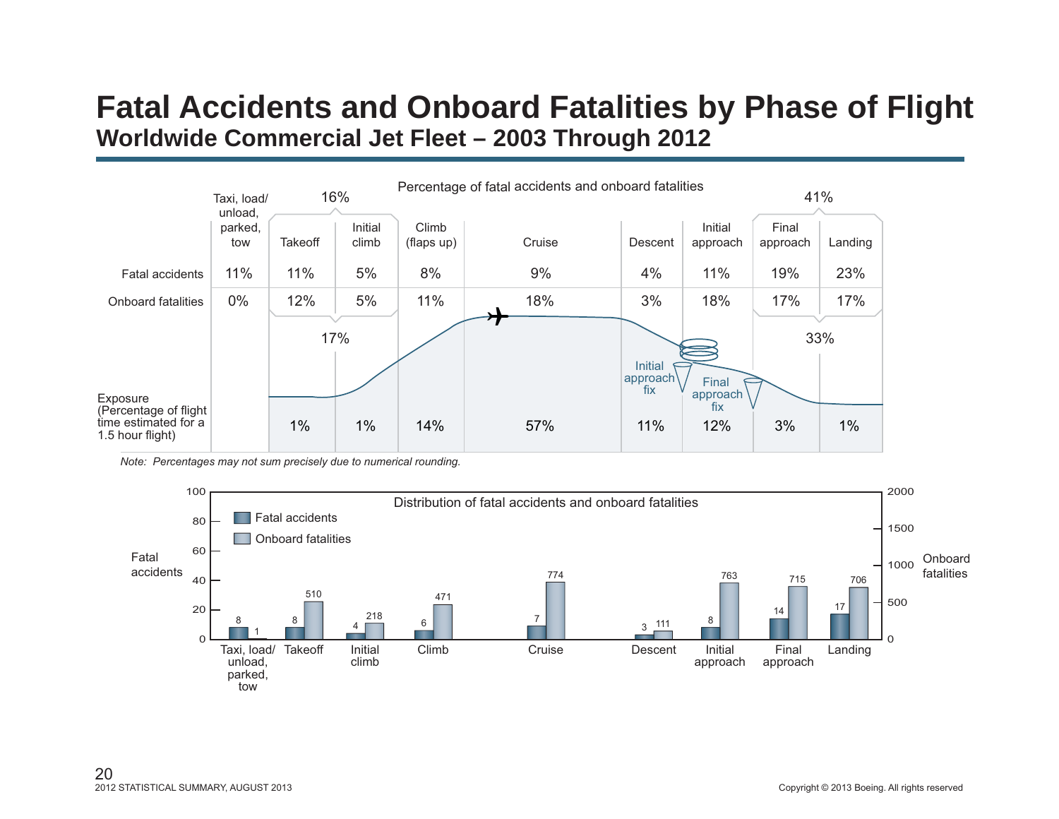# Fatal Accidents and Onboard Fatalities by Phase of Flight

## Worldwide Commercial Jet Fleet – 2003 Through 2012

Percentage of fatal accidents and onboard fatalities

| | Taxi, load/ unload, parked, tow | Takeoff | Initial climb | Climb (flaps up) | Cruise | Descent | Initial approach | Final approach | Landing |
|---|---|---|---|---|---|---|---|---|---|
| Fatal accidents | 11% | 11% | 5% | 8% | 9% | 4% | 11% | 19% | 23% |
| Onboard fatalities | 0% | 12% | 5% | 11% | 18% | 3% | 18% | 17% | 17% |
| Exposure (Percentage of flight time estimated for a 1.5 hour flight) | | 1% | 1% | 14% | 57% | 11% | 12% | 3% | 1% |

Takeoff + Initial climb: 16% of fatal accidents; 17% of onboard fatalities.

Final approach + Landing: 41% of fatal accidents; 33% of onboard fatalities.

Initial approach fix — Final approach fix

*Note: Percentages may not sum precisely due to numerical rounding.*

Distribution of fatal accidents and onboard fatalities

| Phase of flight | Fatal accidents | Onboard fatalities |
|---|---|---|
| Taxi, load/ unload, parked, tow | 8 | 1 |
| Takeoff | 8 | 510 |
| Initial climb | 4 | 218 |
| Climb | 6 | 471 |
| Cruise | 7 | 774 |
| Descent | 3 | 111 |
| Initial approach | 8 | 763 |
| Final approach | 14 | 715 |
| Landing | 17 | 706 |

2012 STATISTICAL SUMMARY, AUGUST 2013

Copyright © 2013 Boeing. All rights reserved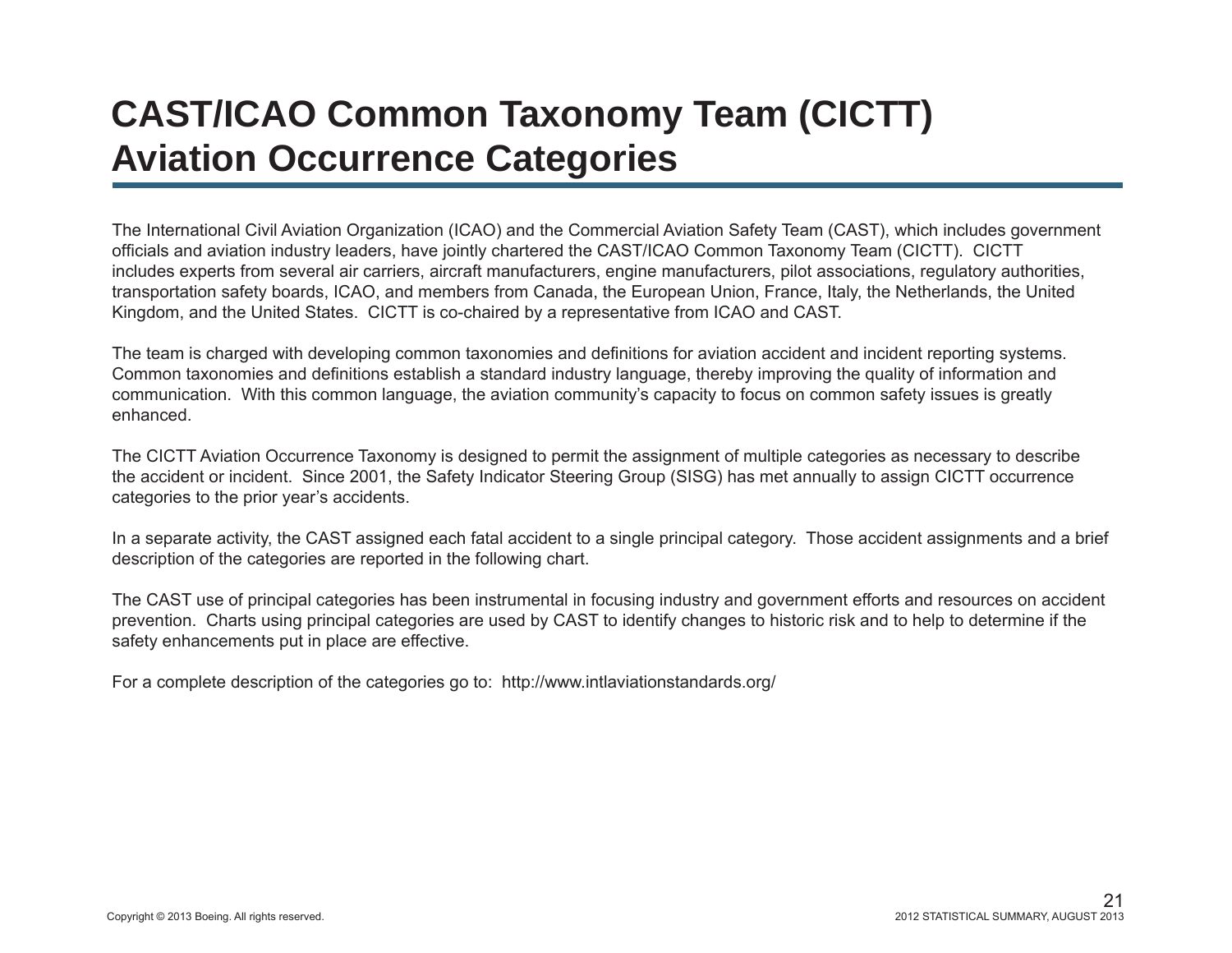# CAST/ICAO Common Taxonomy Team (CICTT) Aviation Occurrence Categories

The International Civil Aviation Organization (ICAO) and the Commercial Aviation Safety Team (CAST), which includes government officials and aviation industry leaders, have jointly chartered the CAST/ICAO Common Taxonomy Team (CICTT). CICTT includes experts from several air carriers, aircraft manufacturers, engine manufacturers, pilot associations, regulatory authorities, transportation safety boards, ICAO, and members from Canada, the European Union, France, Italy, the Netherlands, the United Kingdom, and the United States. CICTT is co-chaired by a representative from ICAO and CAST.

The team is charged with developing common taxonomies and definitions for aviation accident and incident reporting systems. Common taxonomies and definitions establish a standard industry language, thereby improving the quality of information and communication. With this common language, the aviation community's capacity to focus on common safety issues is greatly enhanced.

The CICTT Aviation Occurrence Taxonomy is designed to permit the assignment of multiple categories as necessary to describe the accident or incident. Since 2001, the Safety Indicator Steering Group (SISG) has met annually to assign CICTT occurrence categories to the prior year's accidents.

In a separate activity, the CAST assigned each fatal accident to a single principal category. Those accident assignments and a brief description of the categories are reported in the following chart.

The CAST use of principal categories has been instrumental in focusing industry and government efforts and resources on accident prevention. Charts using principal categories are used by CAST to identify changes to historic risk and to help to determine if the safety enhancements put in place are effective.

For a complete description of the categories go to: http://www.intlaviationstandards.org/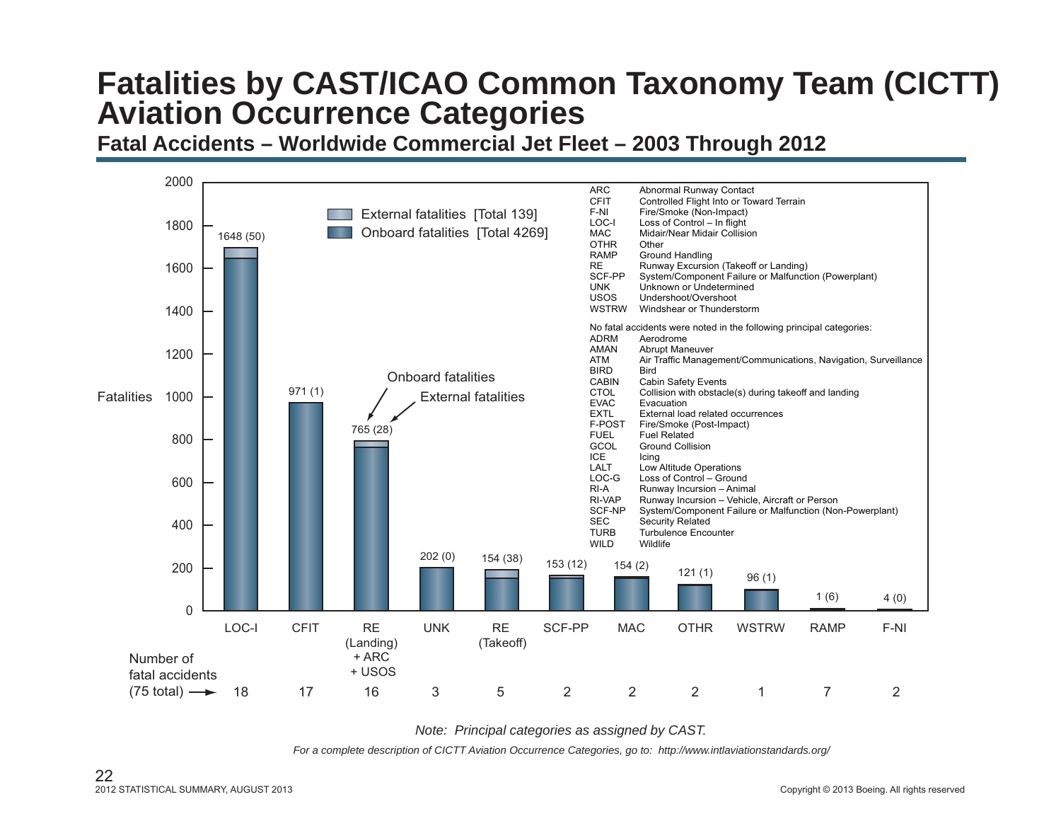# Fatalities by CAST/ICAO Common Taxonomy Team (CICTT) Aviation Occurrence Categories

## Fatal Accidents – Worldwide Commercial Jet Fleet – 2003 Through 2012

External fatalities [Total 139]
Onboard fatalities [Total 4269]

| Category | Onboard fatalities (External fatalities) | Number of fatal accidents (75 total) |
|---|---|---|
| LOC-I | 1648 (50) | 18 |
| CFIT | 971 (1) | 17 |
| RE (Landing) + ARC + USOS | 765 (28) | 16 |
| UNK | 202 (0) | 3 |
| RE (Takeoff) | 154 (38) | 5 |
| SCF-PP | 153 (12) | 2 |
| MAC | 154 (2) | 2 |
| OTHR | 121 (1) | 2 |
| WSTRW | 96 (1) | 1 |
| RAMP | 1 (6) | 7 |
| F-NI | 4 (0) | 2 |

| Code | Description |
|---|---|
| ARC | Abnormal Runway Contact |
| CFIT | Controlled Flight Into or Toward Terrain |
| F-NI | Fire/Smoke (Non-Impact) |
| LOC-I | Loss of Control – In flight |
| MAC | Midair/Near Midair Collision |
| OTHR | Other |
| RAMP | Ground Handling |
| RE | Runway Excursion (Takeoff or Landing) |
| SCF-PP | System/Component Failure or Malfunction (Powerplant) |
| UNK | Unknown or Undetermined |
| USOS | Undershoot/Overshoot |
| WSTRW | Windshear or Thunderstorm |

No fatal accidents were noted in the following principal categories:

| Code | Description |
|---|---|
| ADRM | Aerodrome |
| AMAN | Abrupt Maneuver |
| ATM | Air Traffic Management/Communications, Navigation, Surveillance |
| BIRD | Bird |
| CABIN | Cabin Safety Events |
| CTOL | Collision with obstacle(s) during takeoff and landing |
| EVAC | Evacuation |
| EXTL | External load related occurrences |
| F-POST | Fire/Smoke (Post-Impact) |
| FUEL | Fuel Related |
| GCOL | Ground Collision |
| ICE | Icing |
| LALT | Low Altitude Operations |
| LOC-G | Loss of Control – Ground |
| RI-A | Runway Incursion – Animal |
| RI-VAP | Runway Incursion – Vehicle, Aircraft or Person |
| SCF-NP | System/Component Failure or Malfunction (Non-Powerplant) |
| SEC | Security Related |
| TURB | Turbulence Encounter |
| WILD | Wildlife |

*Note: Principal categories as assigned by CAST.*

*For a complete description of CICTT Aviation Occurrence Categories, go to: http://www.intlaviationstandards.org/*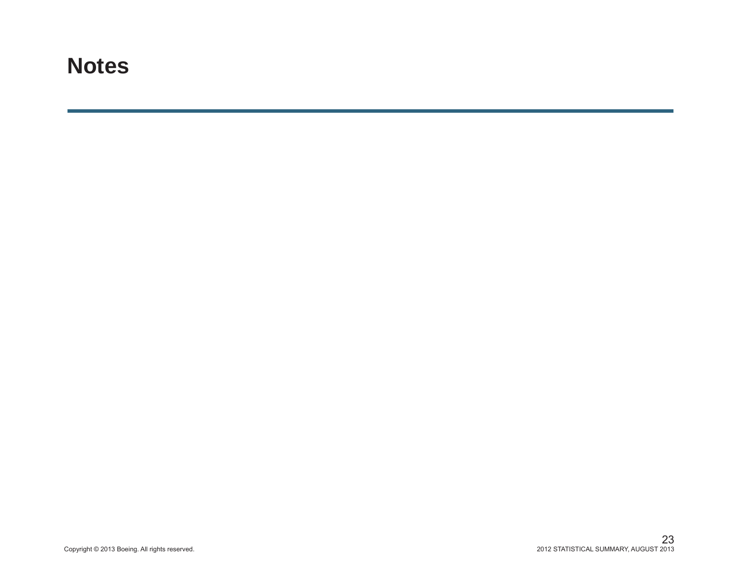# Notes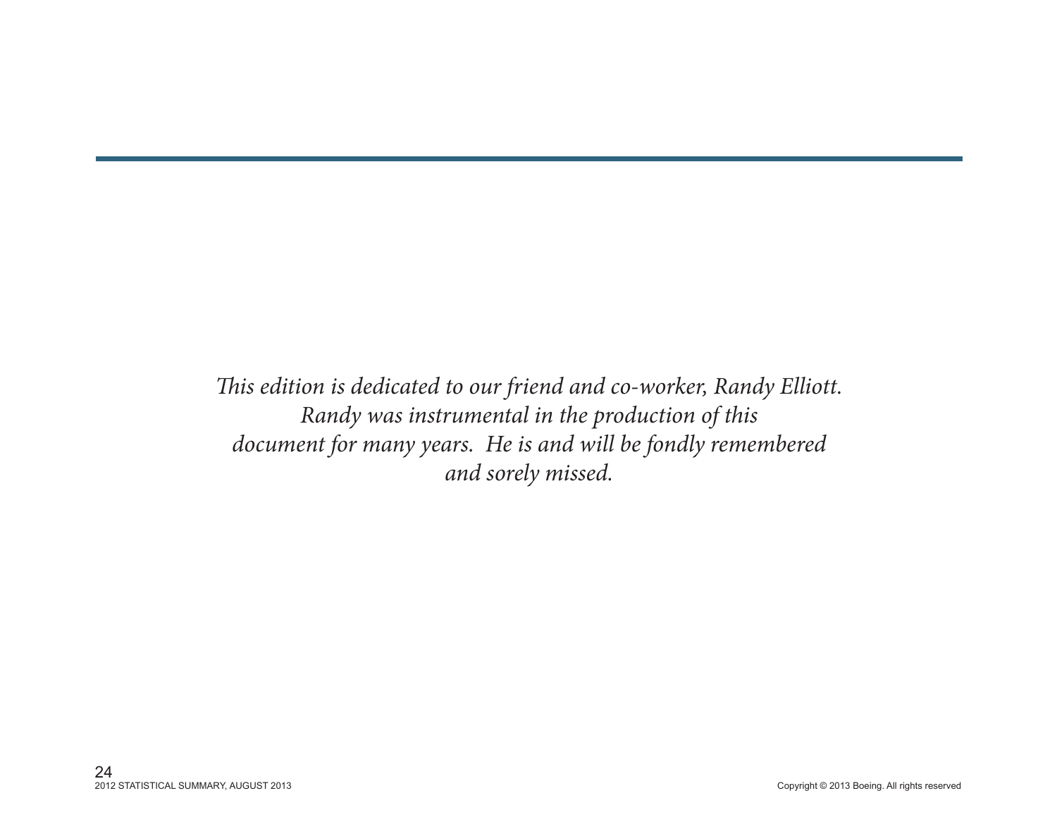*This edition is dedicated to our friend and co-worker, Randy Elliott.*
*Randy was instrumental in the production of this*
*document for many years. He is and will be fondly remembered*
*and sorely missed.*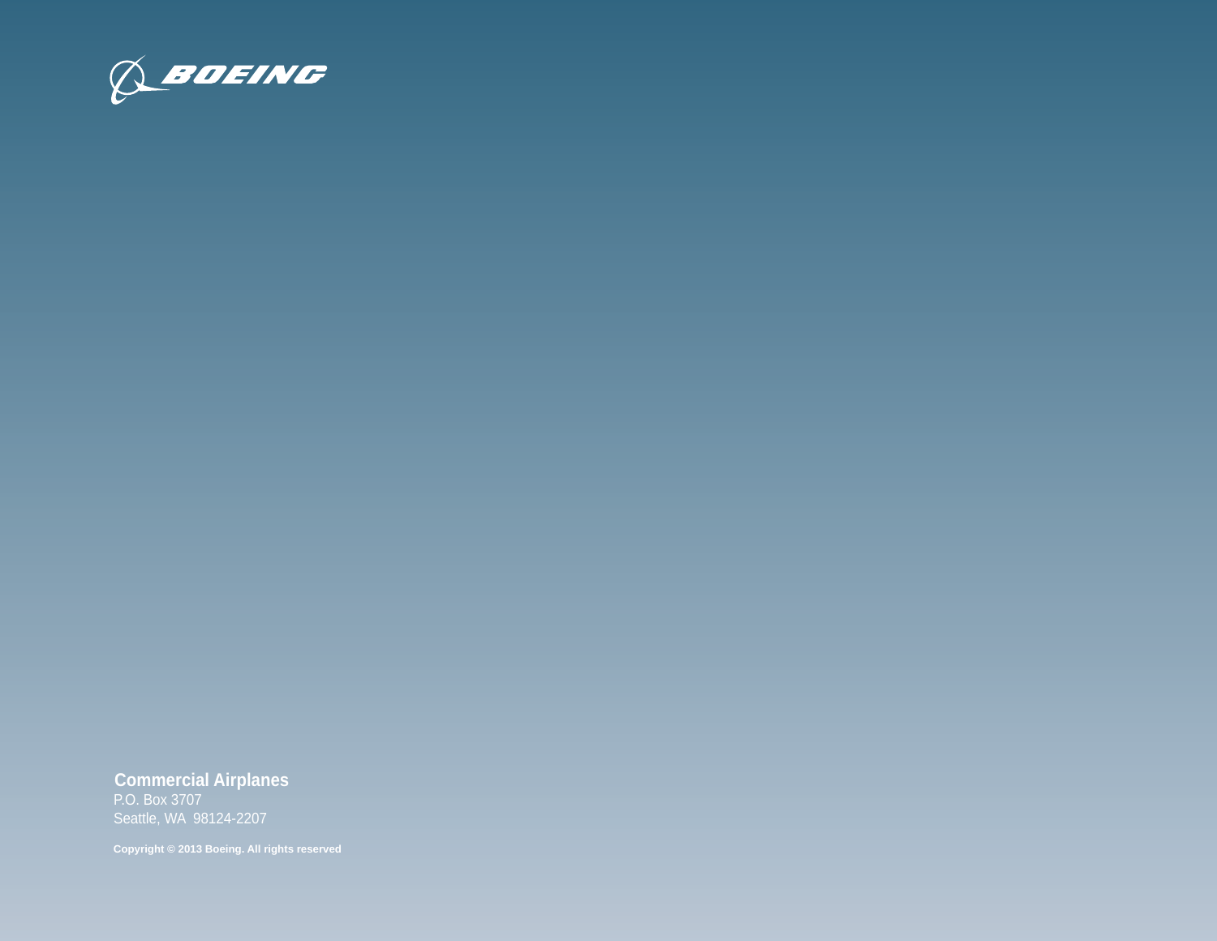BOEING

**Commercial Airplanes**
P.O. Box 3707
Seattle, WA 98124-2207

**Copyright © 2013 Boeing. All rights reserved**